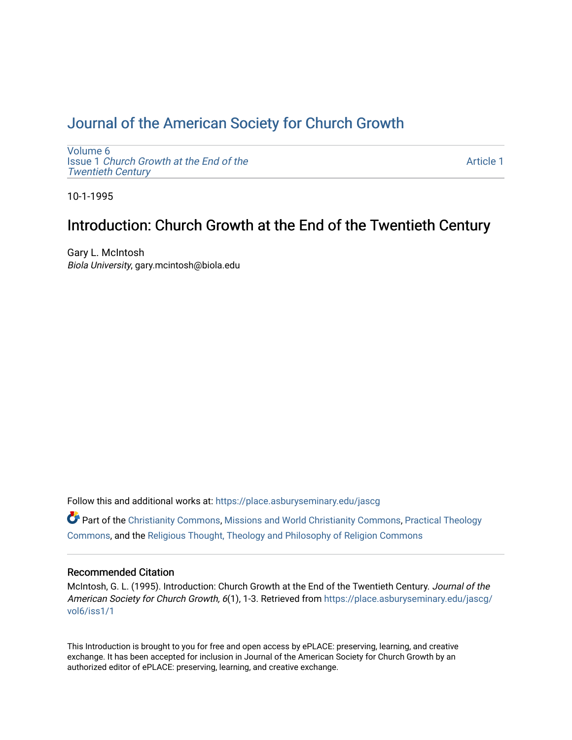# Journal of the American Society for Church Growth

Volume 6
Issue 1 *Church Growth at the End of the Twentieth Century*

Article 1

10-1-1995

## Introduction: Church Growth at the End of the Twentieth Century

Gary L. McIntosh
*Biola University*, gary.mcintosh@biola.edu

Follow this and additional works at: https://place.asburyseminary.edu/jascg

Part of the Christianity Commons, Missions and World Christianity Commons, Practical Theology Commons, and the Religious Thought, Theology and Philosophy of Religion Commons

### Recommended Citation

McIntosh, G. L. (1995). Introduction: Church Growth at the End of the Twentieth Century. *Journal of the American Society for Church Growth, 6*(1), 1-3. Retrieved from https://place.asburyseminary.edu/jascg/vol6/iss1/1

This Introduction is brought to you for free and open access by ePLACE: preserving, learning, and creative exchange. It has been accepted for inclusion in Journal of the American Society for Church Growth by an authorized editor of ePLACE: preserving, learning, and creative exchange.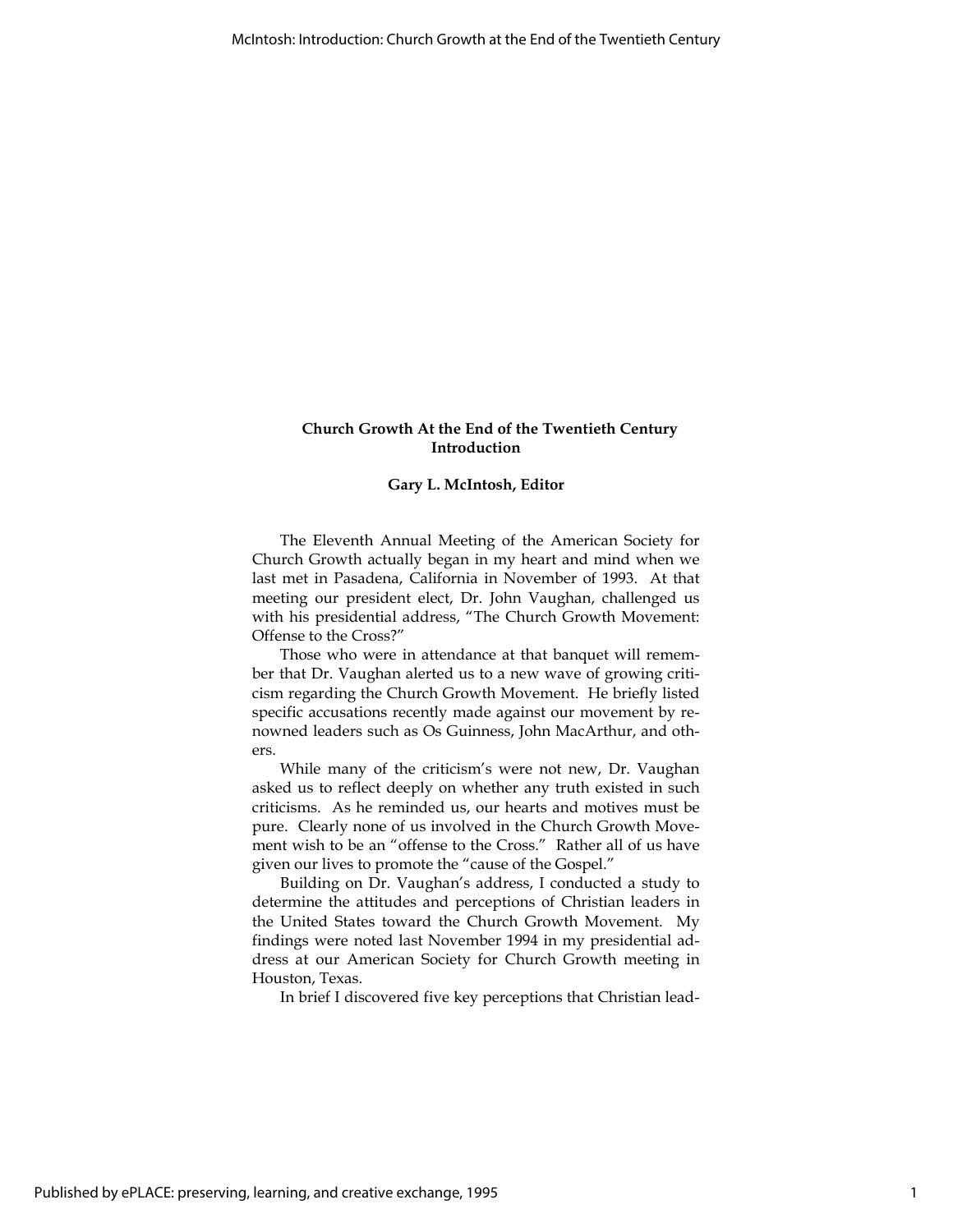# Church Growth At the End of the Twentieth Century
## Introduction

**Gary L. McIntosh, Editor**

The Eleventh Annual Meeting of the American Society for Church Growth actually began in my heart and mind when we last met in Pasadena, California in November of 1993. At that meeting our president elect, Dr. John Vaughan, challenged us with his presidential address, "The Church Growth Movement: Offense to the Cross?"

Those who were in attendance at that banquet will remember that Dr. Vaughan alerted us to a new wave of growing criticism regarding the Church Growth Movement. He briefly listed specific accusations recently made against our movement by renowned leaders such as Os Guinness, John MacArthur, and others.

While many of the criticism's were not new, Dr. Vaughan asked us to reflect deeply on whether any truth existed in such criticisms. As he reminded us, our hearts and motives must be pure. Clearly none of us involved in the Church Growth Movement wish to be an "offense to the Cross." Rather all of us have given our lives to promote the "cause of the Gospel."

Building on Dr. Vaughan's address, I conducted a study to determine the attitudes and perceptions of Christian leaders in the United States toward the Church Growth Movement. My findings were noted last November 1994 in my presidential address at our American Society for Church Growth meeting in Houston, Texas.

In brief I discovered five key perceptions that Christian lead-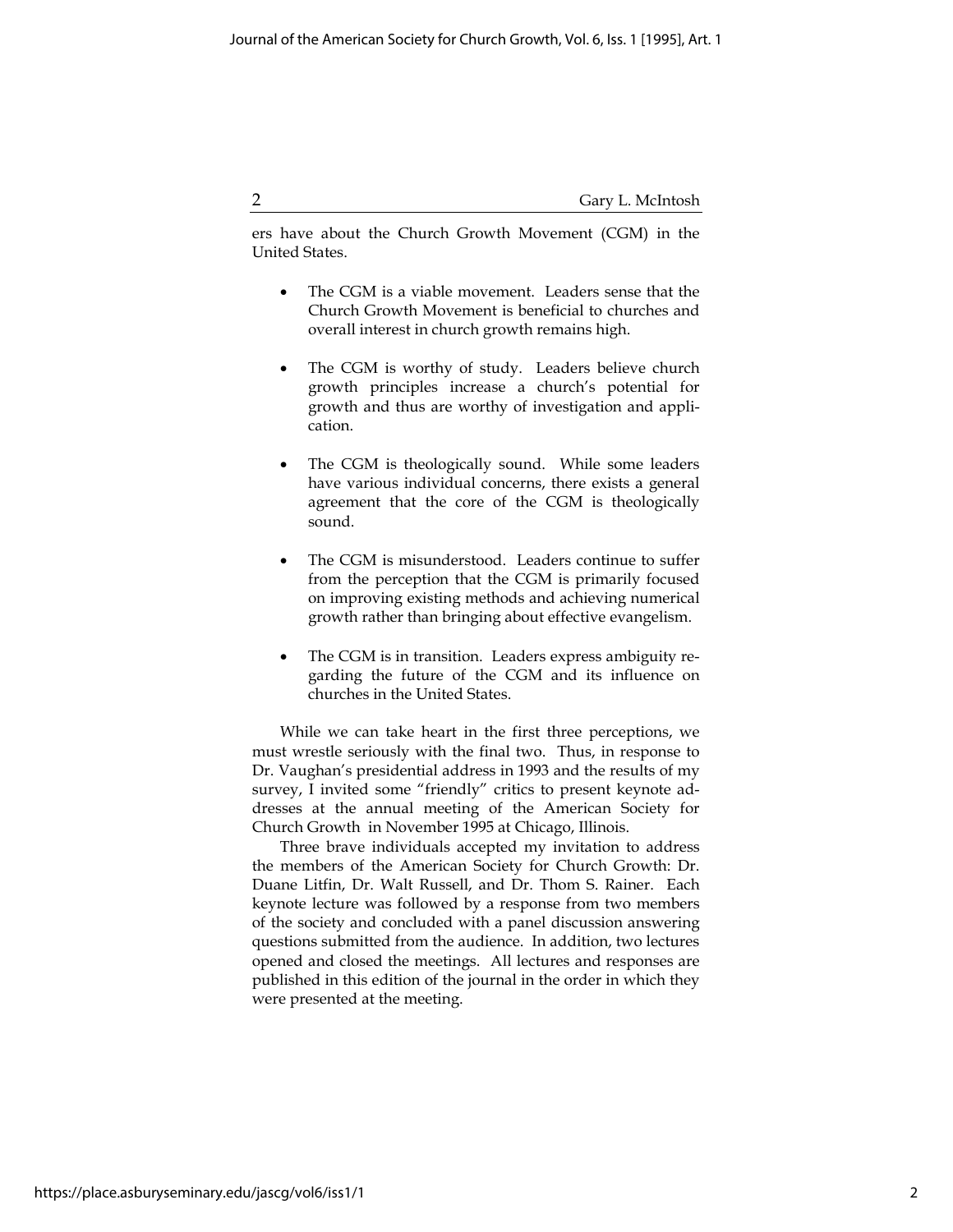ers have about the Church Growth Movement (CGM) in the United States.

- The CGM is a viable movement. Leaders sense that the Church Growth Movement is beneficial to churches and overall interest in church growth remains high.

- The CGM is worthy of study. Leaders believe church growth principles increase a church's potential for growth and thus are worthy of investigation and application.

- The CGM is theologically sound. While some leaders have various individual concerns, there exists a general agreement that the core of the CGM is theologically sound.

- The CGM is misunderstood. Leaders continue to suffer from the perception that the CGM is primarily focused on improving existing methods and achieving numerical growth rather than bringing about effective evangelism.

- The CGM is in transition. Leaders express ambiguity regarding the future of the CGM and its influence on churches in the United States.

While we can take heart in the first three perceptions, we must wrestle seriously with the final two. Thus, in response to Dr. Vaughan's presidential address in 1993 and the results of my survey, I invited some "friendly" critics to present keynote addresses at the annual meeting of the American Society for Church Growth in November 1995 at Chicago, Illinois.

Three brave individuals accepted my invitation to address the members of the American Society for Church Growth: Dr. Duane Litfin, Dr. Walt Russell, and Dr. Thom S. Rainer. Each keynote lecture was followed by a response from two members of the society and concluded with a panel discussion answering questions submitted from the audience. In addition, two lectures opened and closed the meetings. All lectures and responses are published in this edition of the journal in the order in which they were presented at the meeting.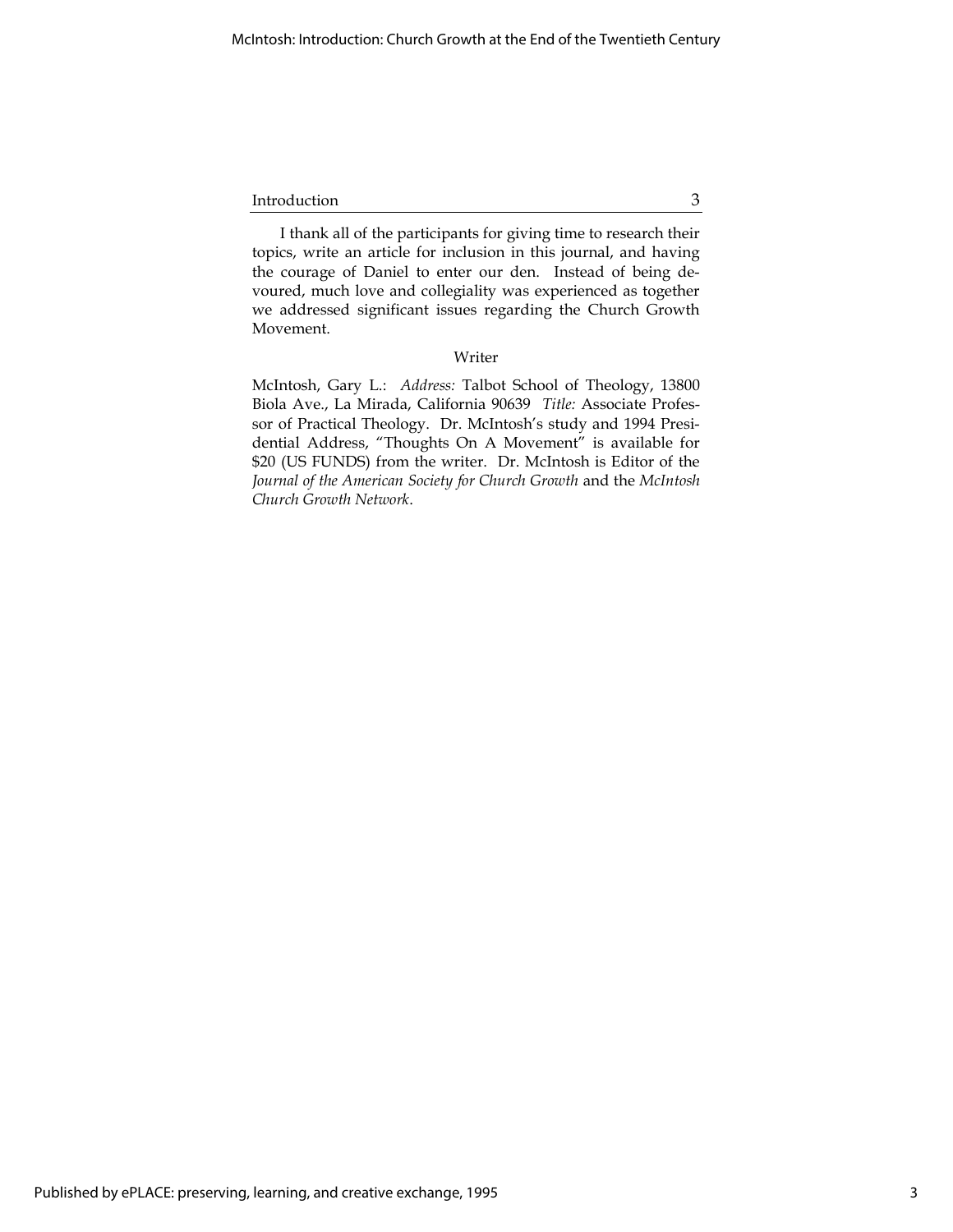I thank all of the participants for giving time to research their topics, write an article for inclusion in this journal, and having the courage of Daniel to enter our den. Instead of being devoured, much love and collegiality was experienced as together we addressed significant issues regarding the Church Growth Movement.

### Writer

McIntosh, Gary L.: *Address:* Talbot School of Theology, 13800 Biola Ave., La Mirada, California 90639 *Title:* Associate Professor of Practical Theology. Dr. McIntosh's study and 1994 Presidential Address, "Thoughts On A Movement" is available for $20 (US FUNDS) from the writer. Dr. McIntosh is Editor of the *Journal of the American Society for Church Growth* and the *McIntosh Church Growth Network*.